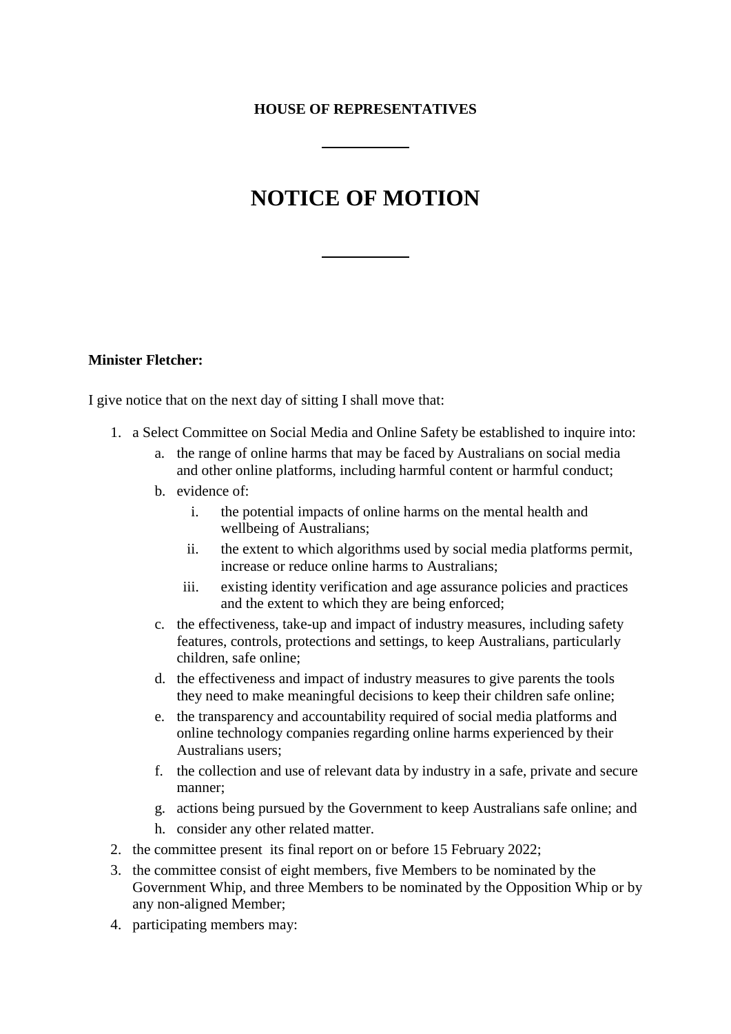**HOUSE OF REPRESENTATIVES**

# NOTICE OF MOTION

**Minister Fletcher:**

I give notice that on the next day of sitting I shall move that:

1. a Select Committee on Social Media and Online Safety be established to inquire into:
    a. the range of online harms that may be faced by Australians on social media and other online platforms, including harmful content or harmful conduct;
    b. evidence of:
        i. the potential impacts of online harms on the mental health and wellbeing of Australians;
        ii. the extent to which algorithms used by social media platforms permit, increase or reduce online harms to Australians;
        iii. existing identity verification and age assurance policies and practices and the extent to which they are being enforced;
    c. the effectiveness, take-up and impact of industry measures, including safety features, controls, protections and settings, to keep Australians, particularly children, safe online;
    d. the effectiveness and impact of industry measures to give parents the tools they need to make meaningful decisions to keep their children safe online;
    e. the transparency and accountability required of social media platforms and online technology companies regarding online harms experienced by their Australians users;
    f. the collection and use of relevant data by industry in a safe, private and secure manner;
    g. actions being pursued by the Government to keep Australians safe online; and
    h. consider any other related matter.
2. the committee present its final report on or before 15 February 2022;
3. the committee consist of eight members, five Members to be nominated by the Government Whip, and three Members to be nominated by the Opposition Whip or by any non-aligned Member;
4. participating members may: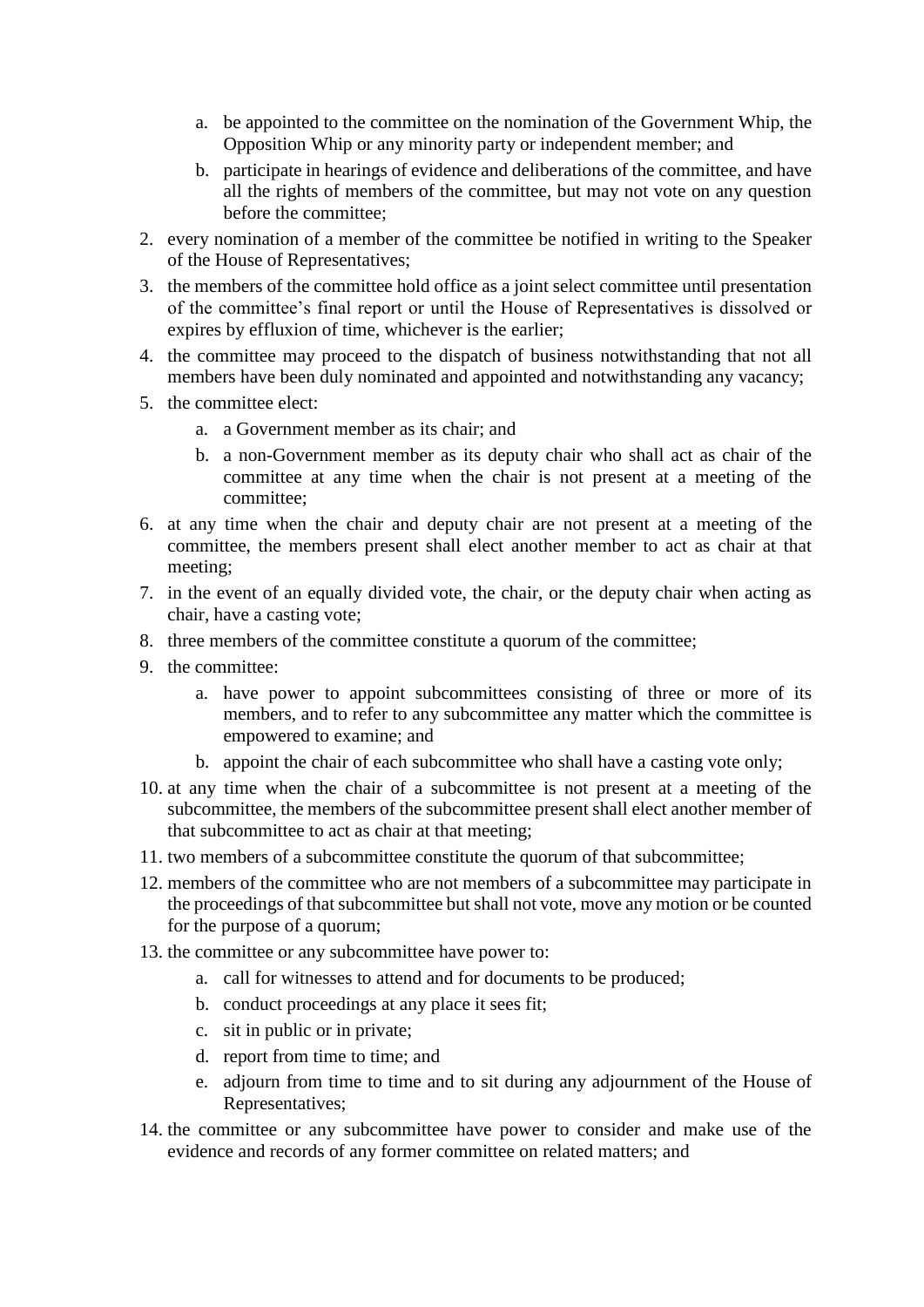a. be appointed to the committee on the nomination of the Government Whip, the Opposition Whip or any minority party or independent member; and
   b. participate in hearings of evidence and deliberations of the committee, and have all the rights of members of the committee, but may not vote on any question before the committee;

2. every nomination of a member of the committee be notified in writing to the Speaker of the House of Representatives;
3. the members of the committee hold office as a joint select committee until presentation of the committee's final report or until the House of Representatives is dissolved or expires by effluxion of time, whichever is the earlier;
4. the committee may proceed to the dispatch of business notwithstanding that not all members have been duly nominated and appointed and notwithstanding any vacancy;
5. the committee elect:
   a. a Government member as its chair; and
   b. a non-Government member as its deputy chair who shall act as chair of the committee at any time when the chair is not present at a meeting of the committee;
6. at any time when the chair and deputy chair are not present at a meeting of the committee, the members present shall elect another member to act as chair at that meeting;
7. in the event of an equally divided vote, the chair, or the deputy chair when acting as chair, have a casting vote;
8. three members of the committee constitute a quorum of the committee;
9. the committee:
   a. have power to appoint subcommittees consisting of three or more of its members, and to refer to any subcommittee any matter which the committee is empowered to examine; and
   b. appoint the chair of each subcommittee who shall have a casting vote only;
10. at any time when the chair of a subcommittee is not present at a meeting of the subcommittee, the members of the subcommittee present shall elect another member of that subcommittee to act as chair at that meeting;
11. two members of a subcommittee constitute the quorum of that subcommittee;
12. members of the committee who are not members of a subcommittee may participate in the proceedings of that subcommittee but shall not vote, move any motion or be counted for the purpose of a quorum;
13. the committee or any subcommittee have power to:
    a. call for witnesses to attend and for documents to be produced;
    b. conduct proceedings at any place it sees fit;
    c. sit in public or in private;
    d. report from time to time; and
    e. adjourn from time to time and to sit during any adjournment of the House of Representatives;
14. the committee or any subcommittee have power to consider and make use of the evidence and records of any former committee on related matters; and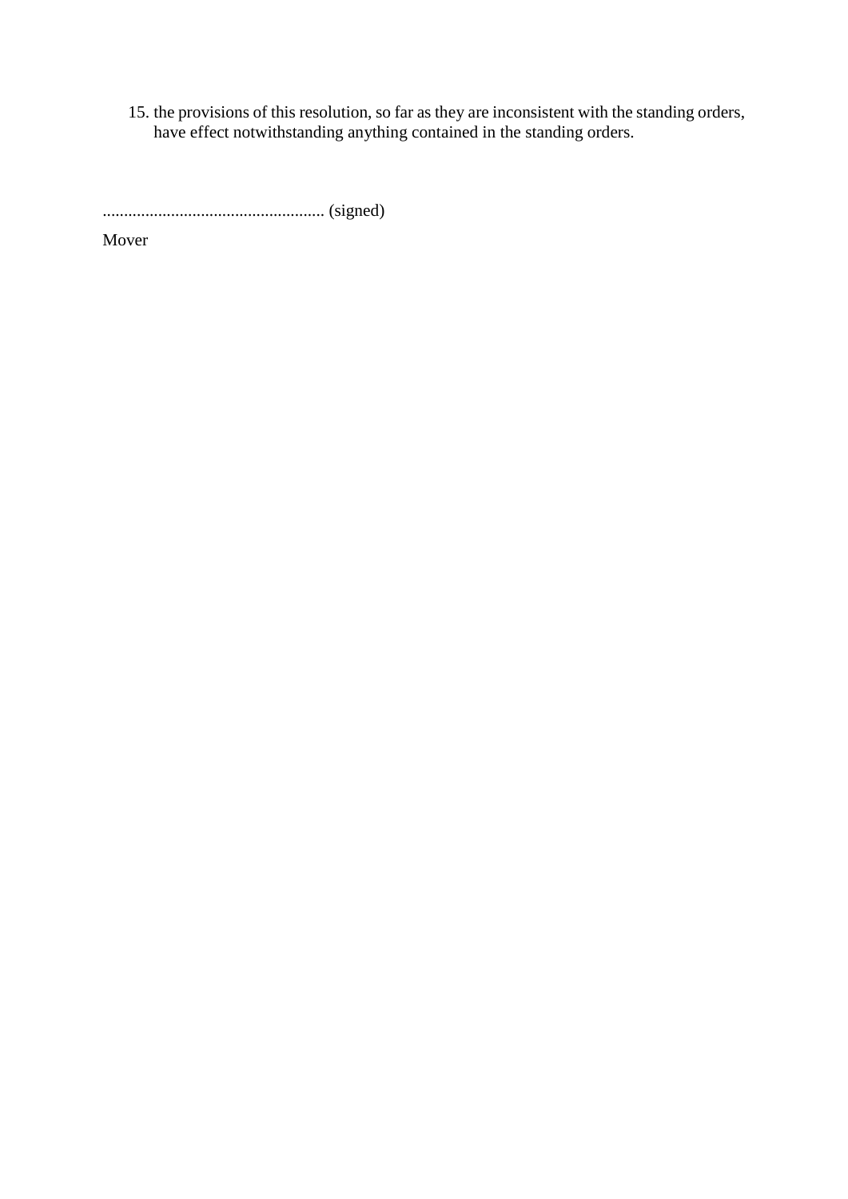15. the provisions of this resolution, so far as they are inconsistent with the standing orders, have effect notwithstanding anything contained in the standing orders.

.................................................... (signed)

Mover